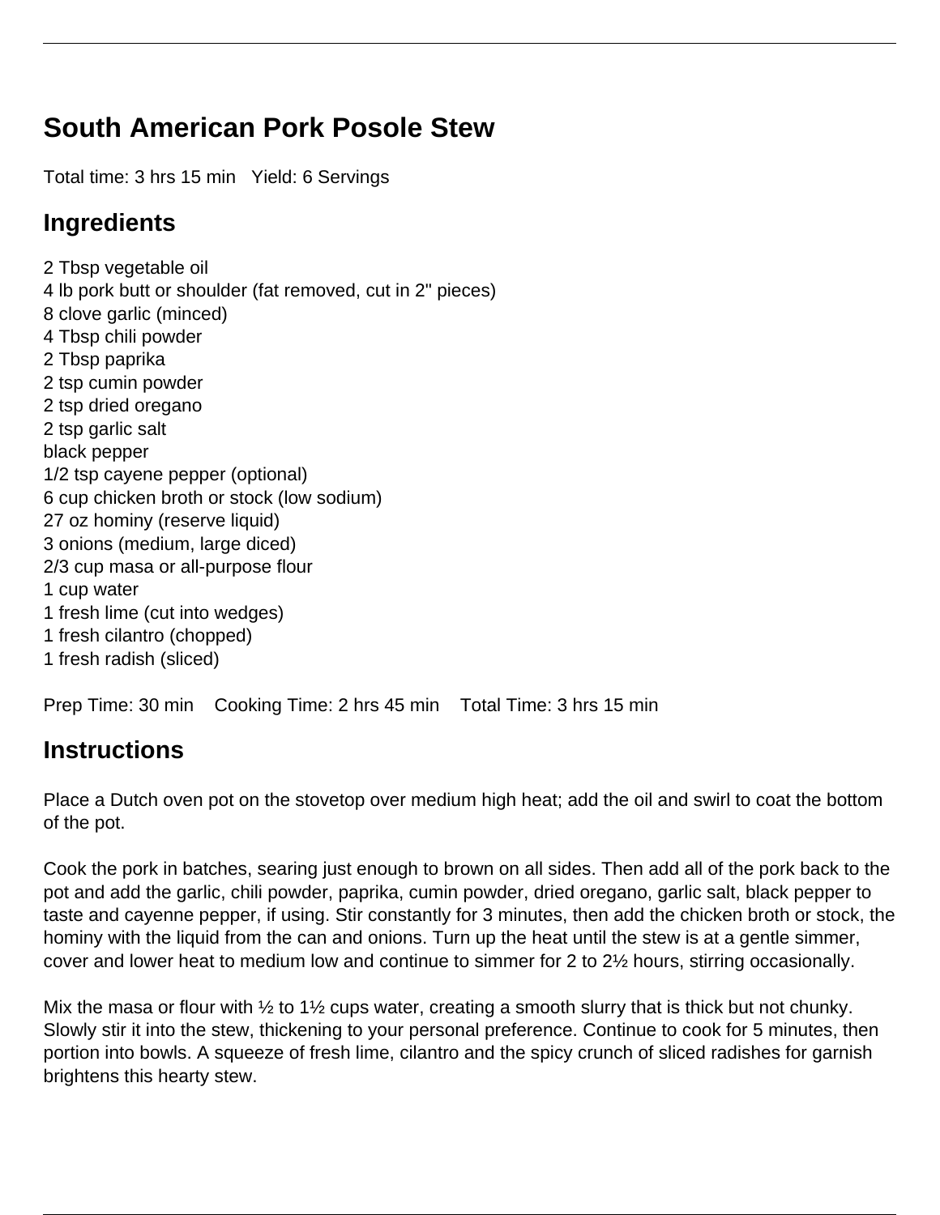# South American Pork Posole Stew

Total time: 3 hrs 15 min   Yield: 6 Servings

## Ingredients

2 Tbsp vegetable oil
4 lb pork butt or shoulder (fat removed, cut in 2" pieces)
8 clove garlic (minced)
4 Tbsp chili powder
2 Tbsp paprika
2 tsp cumin powder
2 tsp dried oregano
2 tsp garlic salt
black pepper
1/2 tsp cayene pepper (optional)
6 cup chicken broth or stock (low sodium)
27 oz hominy (reserve liquid)
3 onions (medium, large diced)
2/3 cup masa or all-purpose flour
1 cup water
1 fresh lime (cut into wedges)
1 fresh cilantro (chopped)
1 fresh radish (sliced)

Prep Time: 30 min   Cooking Time: 2 hrs 45 min   Total Time: 3 hrs 15 min

## Instructions

Place a Dutch oven pot on the stovetop over medium high heat; add the oil and swirl to coat the bottom of the pot.

Cook the pork in batches, searing just enough to brown on all sides. Then add all of the pork back to the pot and add the garlic, chili powder, paprika, cumin powder, dried oregano, garlic salt, black pepper to taste and cayenne pepper, if using. Stir constantly for 3 minutes, then add the chicken broth or stock, the hominy with the liquid from the can and onions. Turn up the heat until the stew is at a gentle simmer, cover and lower heat to medium low and continue to simmer for 2 to 2½ hours, stirring occasionally.

Mix the masa or flour with ½ to 1½ cups water, creating a smooth slurry that is thick but not chunky. Slowly stir it into the stew, thickening to your personal preference. Continue to cook for 5 minutes, then portion into bowls. A squeeze of fresh lime, cilantro and the spicy crunch of sliced radishes for garnish brightens this hearty stew.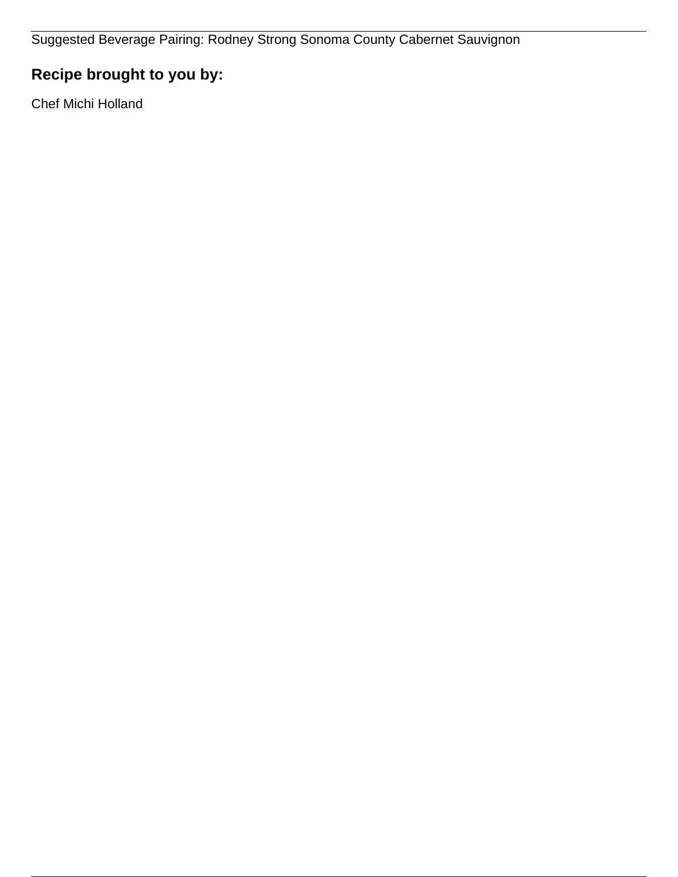Suggested Beverage Pairing: Rodney Strong Sonoma County Cabernet Sauvignon

## Recipe brought to you by:

Chef Michi Holland